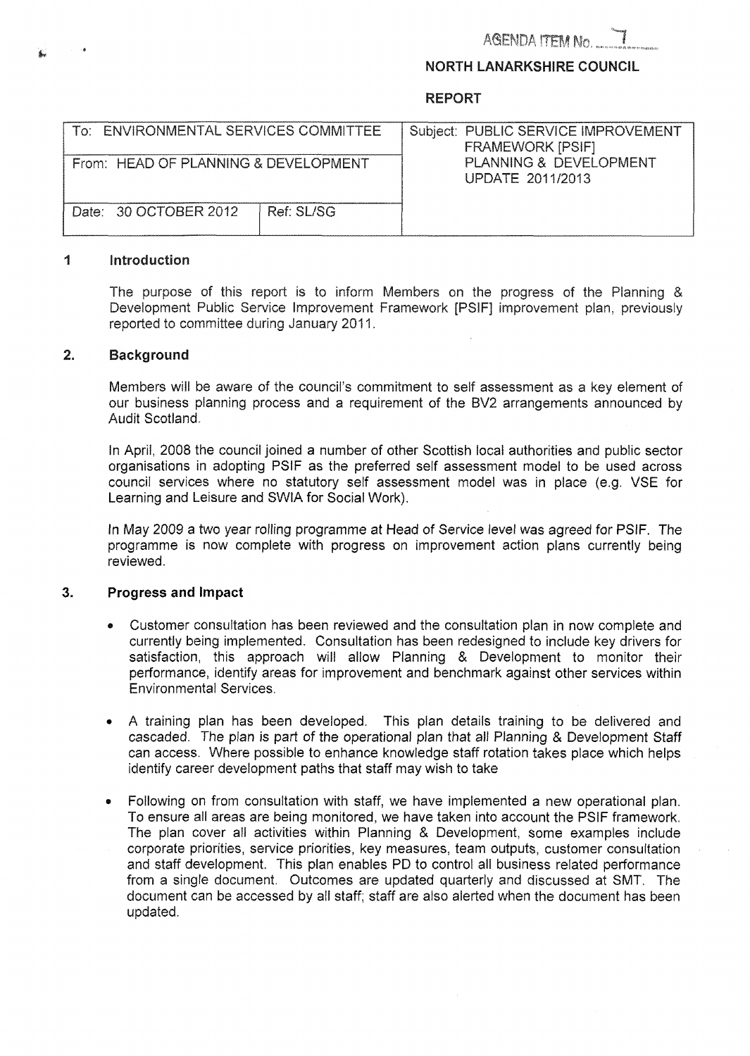AGENDA ITEM No. 7

**NORTH LANARKSHIRE COUNCIL**

**REPORT**

| To: ENVIRONMENTAL SERVICES COMMITTEE | | Subject: PUBLIC SERVICE IMPROVEMENT FRAMEWORK [PSIF] PLANNING & DEVELOPMENT UPDATE 2011/2013 |
|---|---|---|
| From: HEAD OF PLANNING & DEVELOPMENT | | |
| Date: 30 OCTOBER 2012 | Ref: SL/SG | |

## 1 Introduction

The purpose of this report is to inform Members on the progress of the Planning & Development Public Service Improvement Framework [PSIF] improvement plan, previously reported to committee during January 2011.

## 2. Background

Members will be aware of the council's commitment to self assessment as a key element of our business planning process and a requirement of the BV2 arrangements announced by Audit Scotland.

In April, 2008 the council joined a number of other Scottish local authorities and public sector organisations in adopting PSIF as the preferred self assessment model to be used across council services where no statutory self assessment model was in place (e.g. VSE for Learning and Leisure and SWIA for Social Work).

In May 2009 a two year rolling programme at Head of Service level was agreed for PSIF. The programme is now complete with progress on improvement action plans currently being reviewed.

## 3. Progress and Impact

- Customer consultation has been reviewed and the consultation plan in now complete and currently being implemented. Consultation has been redesigned to include key drivers for satisfaction, this approach will allow Planning & Development to monitor their performance, identify areas for improvement and benchmark against other services within Environmental Services.

- A training plan has been developed. This plan details training to be delivered and cascaded. The plan is part of the operational plan that all Planning & Development Staff can access. Where possible to enhance knowledge staff rotation takes place which helps identify career development paths that staff may wish to take

- Following on from consultation with staff, we have implemented a new operational plan. To ensure all areas are being monitored, we have taken into account the PSIF framework. The plan cover all activities within Planning & Development, some examples include corporate priorities, service priorities, key measures, team outputs, customer consultation and staff development. This plan enables PD to control all business related performance from a single document. Outcomes are updated quarterly and discussed at SMT. The document can be accessed by all staff; staff are also alerted when the document has been updated.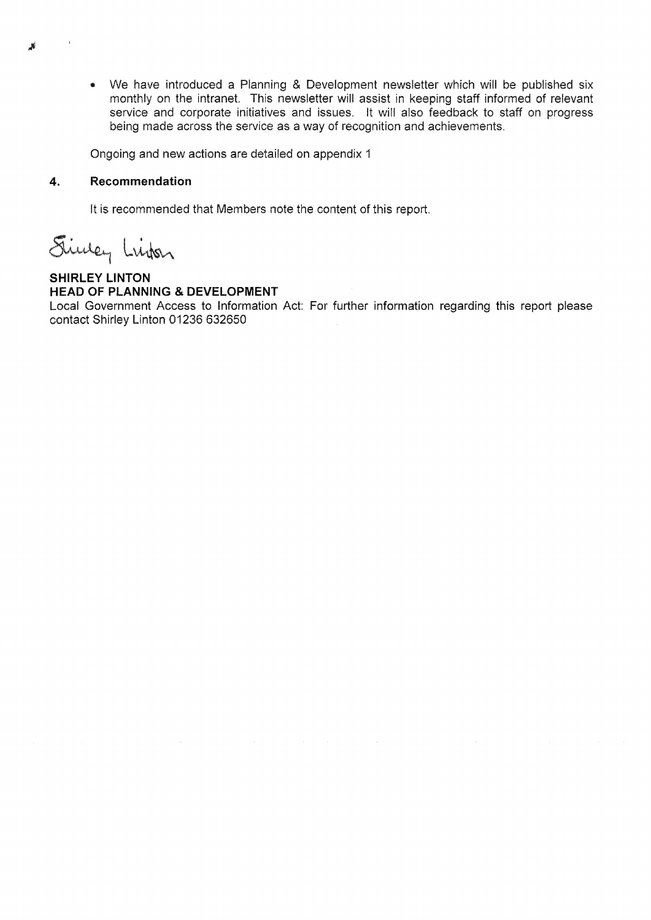- We have introduced a Planning & Development newsletter which will be published six monthly on the intranet. This newsletter will assist in keeping staff informed of relevant service and corporate initiatives and issues. It will also feedback to staff on progress being made across the service as a way of recognition and achievements.

Ongoing and new actions are detailed on appendix 1

## 4. Recommendation

It is recommended that Members note the content of this report.

Shirley Linton

**SHIRLEY LINTON**
**HEAD OF PLANNING & DEVELOPMENT**
Local Government Access to Information Act: For further information regarding this report please contact Shirley Linton 01236 632650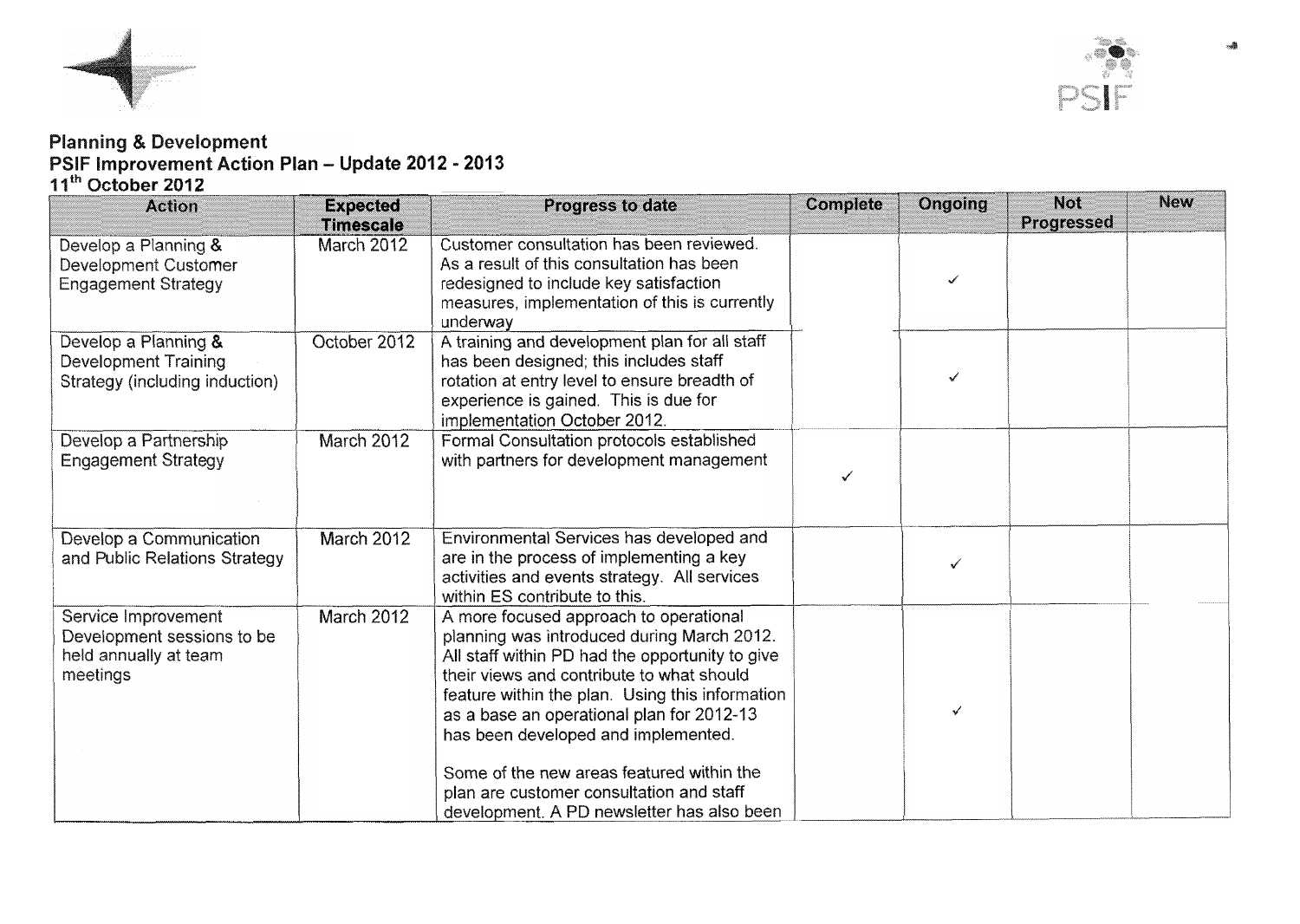## Planning & Development

## PSIF Improvement Action Plan – Update 2012 - 2013

### 11th October 2012

| Action | Expected Timescale | Progress to date | Complete | Ongoing | Not Progressed | New |
|---|---|---|---|---|---|---|
| Develop a Planning & Development Customer Engagement Strategy | March 2012 | Customer consultation has been reviewed. As a result of this consultation has been redesigned to include key satisfaction measures, implementation of this is currently underway | | ✓ | | |
| Develop a Planning & Development Training Strategy (including induction) | October 2012 | A training and development plan for all staff has been designed; this includes staff rotation at entry level to ensure breadth of experience is gained. This is due for implementation October 2012. | | ✓ | | |
| Develop a Partnership Engagement Strategy | March 2012 | Formal Consultation protocols established with partners for development management | ✓ | | | |
| Develop a Communication and Public Relations Strategy | March 2012 | Environmental Services has developed and are in the process of implementing a key activities and events strategy. All services within ES contribute to this. | | ✓ | | |
| Service Improvement Development sessions to be held annually at team meetings | March 2012 | A more focused approach to operational planning was introduced during March 2012. All staff within PD had the opportunity to give their views and contribute to what should feature within the plan. Using this information as a base an operational plan for 2012-13 has been developed and implemented.<br><br>Some of the new areas featured within the plan are customer consultation and staff development. A PD newsletter has also been | | ✓ | | |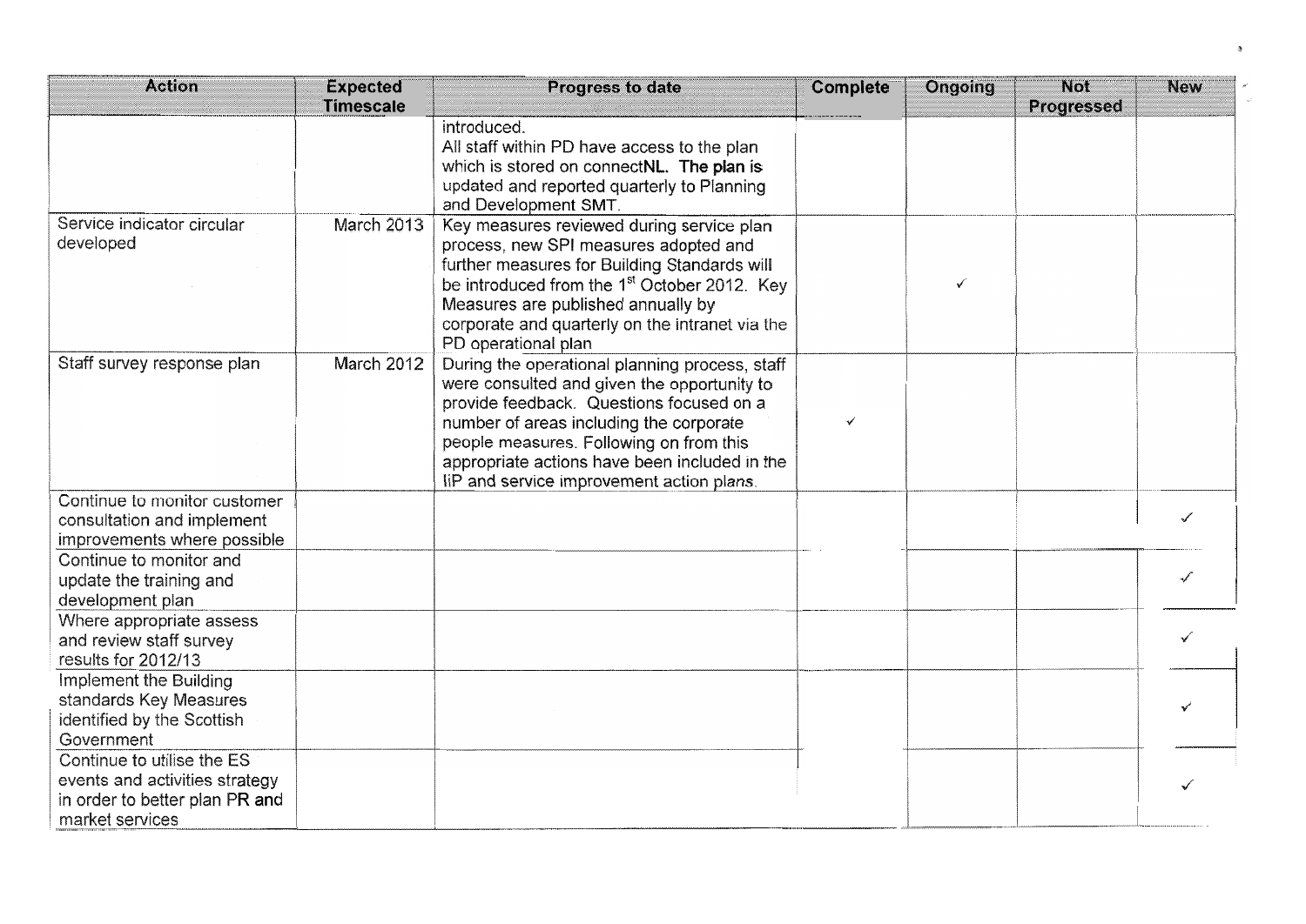| Action | Expected Timescale | Progress to date | Complete | Ongoing | Not Progressed | New |
|---|---|---|---|---|---|---|
| | | introduced. All staff within PD have access to the plan which is stored on connectNL. **The plan is** updated and reported quarterly to Planning and Development SMT. | | | | |
| Service indicator circular developed | March 2013 | Key measures reviewed during service plan process, new SPI measures adopted and further measures for Building Standards will be introduced from the 1st October 2012. Key Measures are published annually by corporate and quarterly on the intranet via the PD operational plan | | ✓ | | |
| Staff survey response plan | March 2012 | During the operational planning process, staff were consulted and given the opportunity to provide feedback. Questions focused on a number of areas including the corporate people measures. Following on from this appropriate actions have been included in the IiP and service improvement action plans. | ✓ | | | |
| Continue to monitor customer consultation and implement improvements where possible | | | | | | ✓ |
| Continue to monitor and update the training and development plan | | | | | | ✓ |
| Where appropriate assess and review staff survey results for 2012/13 | | | | | | ✓ |
| Implement the Building standards Key Measures identified by the Scottish Government | | | | | | ✓ |
| Continue to utilise the ES events and activities strategy in order to better plan PR and market services | | | | | | ✓ |